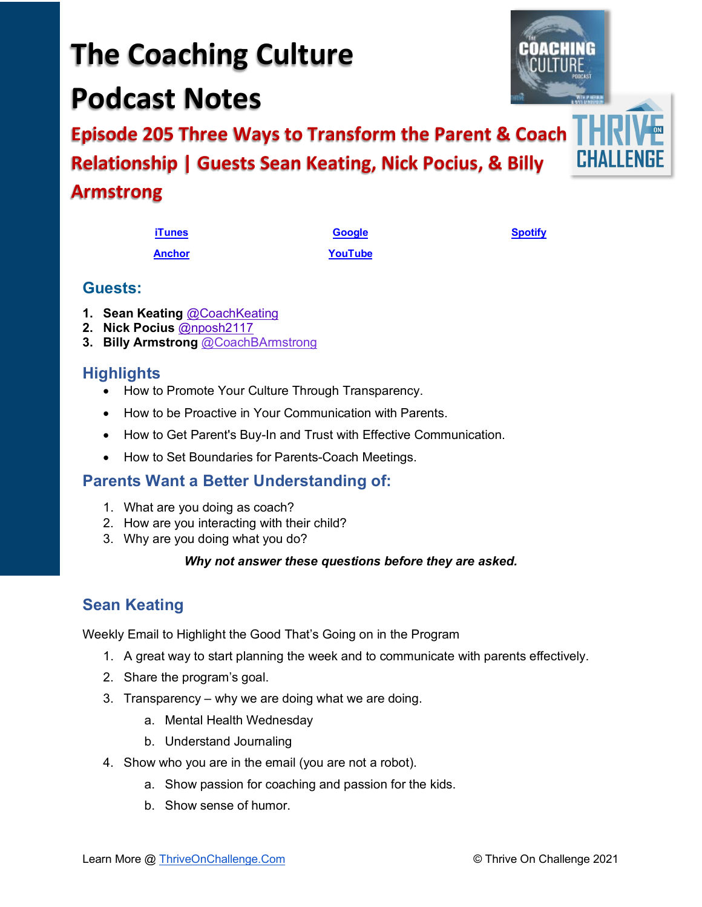# The Coaching Culture Podcast Notes

## Episode 205 Three Ways to Transform the Parent & Coach Relationship | Guests Sean Keating, Nick Pocius, & Billy Armstrong

| iTunes | Google | Spotify |
|---|---|---|
| Anchor | YouTube | |

### Guests:

1. **Sean Keating** @CoachKeating
2. **Nick Pocius** @nposh2117
3. **Billy Armstrong** @CoachBArmstrong

### Highlights

- How to Promote Your Culture Through Transparency.
- How to be Proactive in Your Communication with Parents.
- How to Get Parent's Buy-In and Trust with Effective Communication.
- How to Set Boundaries for Parents-Coach Meetings.

### Parents Want a Better Understanding of:

1. What are you doing as coach?
2. How are you interacting with their child?
3. Why are you doing what you do?

***Why not answer these questions before they are asked.***

### Sean Keating

Weekly Email to Highlight the Good That's Going on in the Program

1. A great way to start planning the week and to communicate with parents effectively.
2. Share the program's goal.
3. Transparency – why we are doing what we are doing.
   a. Mental Health Wednesday
   b. Understand Journaling
4. Show who you are in the email (you are not a robot).
   a. Show passion for coaching and passion for the kids.
   b. Show sense of humor.

Learn More @ ThriveOnChallenge.Com © Thrive On Challenge 2021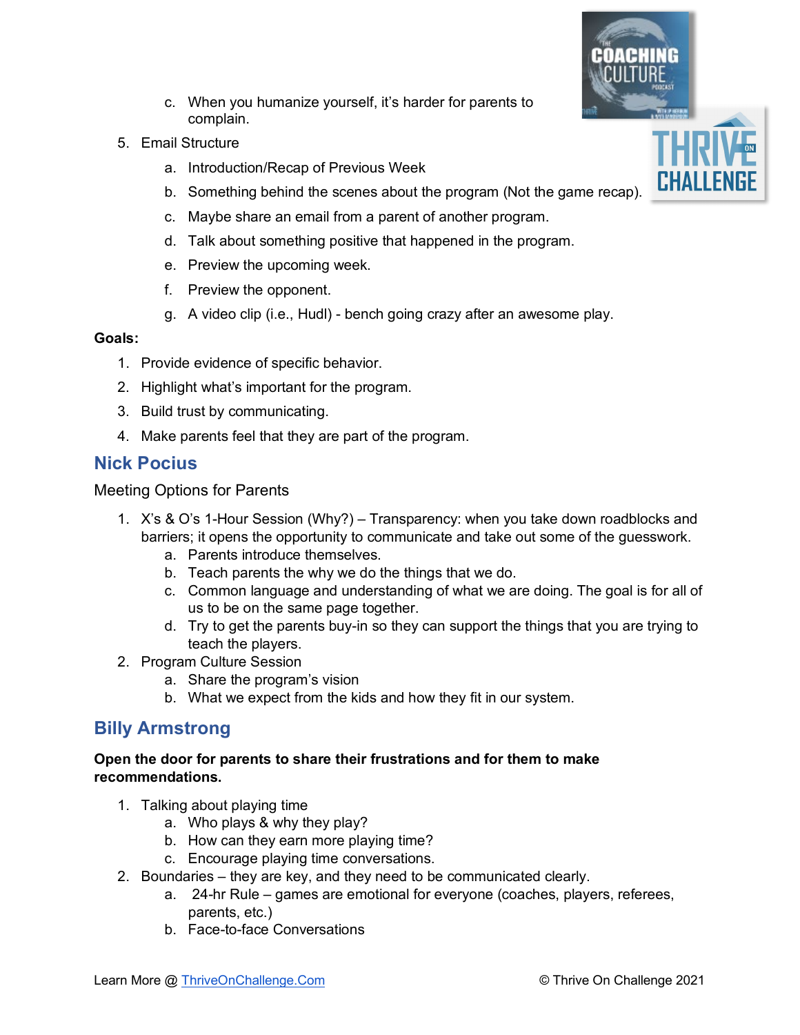c. When you humanize yourself, it's harder for parents to complain.

5. Email Structure
   a. Introduction/Recap of Previous Week
   b. Something behind the scenes about the program (Not the game recap).
   c. Maybe share an email from a parent of another program.
   d. Talk about something positive that happened in the program.
   e. Preview the upcoming week.
   f. Preview the opponent.
   g. A video clip (i.e., Hudl) - bench going crazy after an awesome play.

**Goals:**

1. Provide evidence of specific behavior.
2. Highlight what's important for the program.
3. Build trust by communicating.
4. Make parents feel that they are part of the program.

## Nick Pocius

Meeting Options for Parents

1. X's & O's 1-Hour Session (Why?) – Transparency: when you take down roadblocks and barriers; it opens the opportunity to communicate and take out some of the guesswork.
   a. Parents introduce themselves.
   b. Teach parents the why we do the things that we do.
   c. Common language and understanding of what we are doing. The goal is for all of us to be on the same page together.
   d. Try to get the parents buy-in so they can support the things that you are trying to teach the players.
2. Program Culture Session
   a. Share the program's vision
   b. What we expect from the kids and how they fit in our system.

## Billy Armstrong

**Open the door for parents to share their frustrations and for them to make recommendations.**

1. Talking about playing time
   a. Who plays & why they play?
   b. How can they earn more playing time?
   c. Encourage playing time conversations.
2. Boundaries – they are key, and they need to be communicated clearly.
   a. 24-hr Rule – games are emotional for everyone (coaches, players, referees, parents, etc.)
   b. Face-to-face Conversations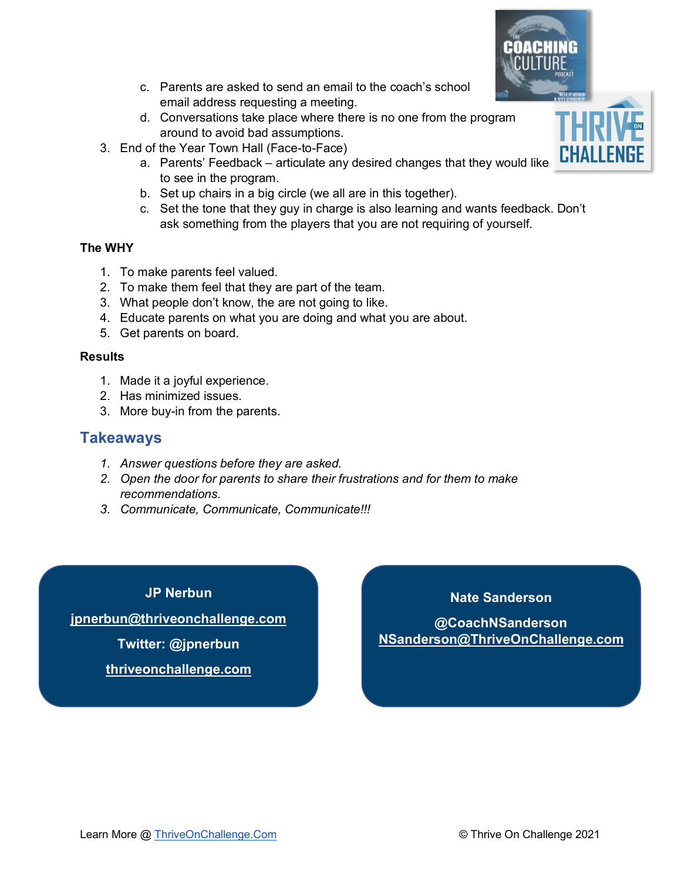c. Parents are asked to send an email to the coach's school email address requesting a meeting.
   d. Conversations take place where there is no one from the program around to avoid bad assumptions.
3. End of the Year Town Hall (Face-to-Face)
   a. Parents' Feedback – articulate any desired changes that they would like to see in the program.
   b. Set up chairs in a big circle (we all are in this together).
   c. Set the tone that they guy in charge is also learning and wants feedback. Don't ask something from the players that you are not requiring of yourself.

**The WHY**

1. To make parents feel valued.
2. To make them feel that they are part of the team.
3. What people don't know, the are not going to like.
4. Educate parents on what you are doing and what you are about.
5. Get parents on board.

**Results**

1. Made it a joyful experience.
2. Has minimized issues.
3. More buy-in from the parents.

## Takeaways

1. *Answer questions before they are asked.*
2. *Open the door for parents to share their frustrations and for them to make recommendations.*
3. *Communicate, Communicate, Communicate!!!*

**JP Nerbun**

**jpnerbun@thriveonchallenge.com**

**Twitter: @jpnerbun**

**thriveonchallenge.com**

**Nate Sanderson**

**@CoachNSanderson**
**NSanderson@ThriveOnChallenge.com**

Learn More @ ThriveOnChallenge.Com

© Thrive On Challenge 2021